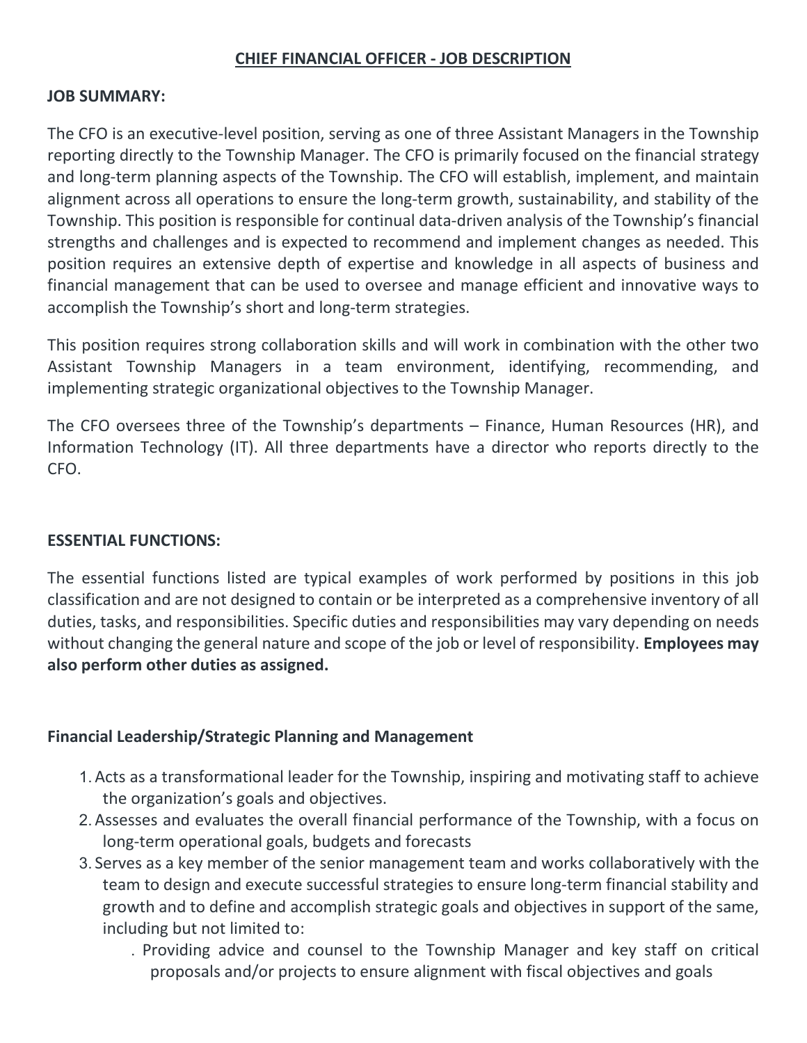# CHIEF FINANCIAL OFFICER - JOB DESCRIPTION

## JOB SUMMARY:

The CFO is an executive-level position, serving as one of three Assistant Managers in the Township reporting directly to the Township Manager. The CFO is primarily focused on the financial strategy and long-term planning aspects of the Township. The CFO will establish, implement, and maintain alignment across all operations to ensure the long-term growth, sustainability, and stability of the Township. This position is responsible for continual data-driven analysis of the Township's financial strengths and challenges and is expected to recommend and implement changes as needed. This position requires an extensive depth of expertise and knowledge in all aspects of business and financial management that can be used to oversee and manage efficient and innovative ways to accomplish the Township's short and long-term strategies.

This position requires strong collaboration skills and will work in combination with the other two Assistant Township Managers in a team environment, identifying, recommending, and implementing strategic organizational objectives to the Township Manager.

The CFO oversees three of the Township's departments – Finance, Human Resources (HR), and Information Technology (IT). All three departments have a director who reports directly to the CFO.

## ESSENTIAL FUNCTIONS:

The essential functions listed are typical examples of work performed by positions in this job classification and are not designed to contain or be interpreted as a comprehensive inventory of all duties, tasks, and responsibilities. Specific duties and responsibilities may vary depending on needs without changing the general nature and scope of the job or level of responsibility. **Employees may also perform other duties as assigned.**

### Financial Leadership/Strategic Planning and Management

1. Acts as a transformational leader for the Township, inspiring and motivating staff to achieve the organization's goals and objectives.
2. Assesses and evaluates the overall financial performance of the Township, with a focus on long-term operational goals, budgets and forecasts
3. Serves as a key member of the senior management team and works collaboratively with the team to design and execute successful strategies to ensure long-term financial stability and growth and to define and accomplish strategic goals and objectives in support of the same, including but not limited to:
   - Providing advice and counsel to the Township Manager and key staff on critical proposals and/or projects to ensure alignment with fiscal objectives and goals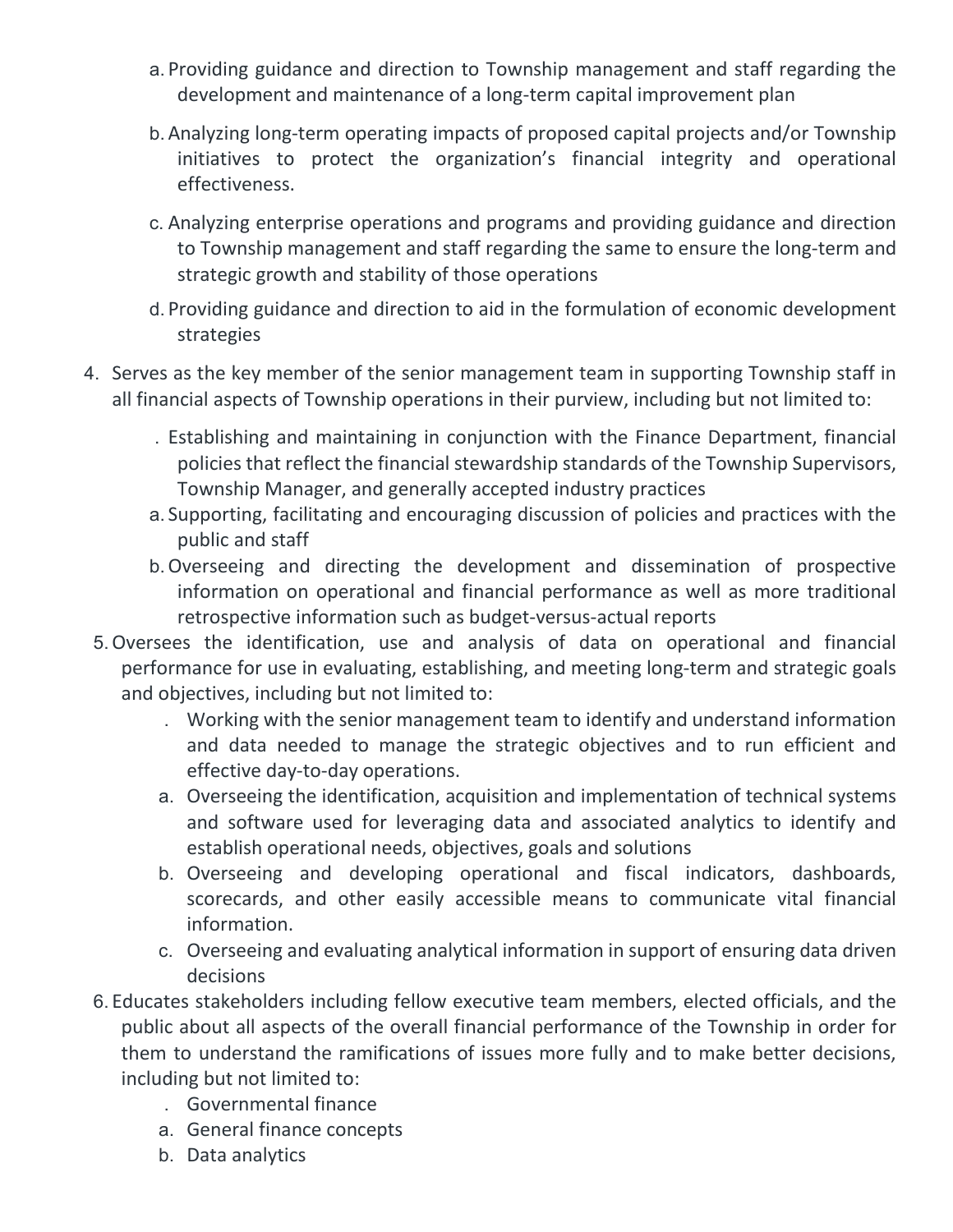a. Providing guidance and direction to Township management and staff regarding the development and maintenance of a long-term capital improvement plan

b. Analyzing long-term operating impacts of proposed capital projects and/or Township initiatives to protect the organization's financial integrity and operational effectiveness.

c. Analyzing enterprise operations and programs and providing guidance and direction to Township management and staff regarding the same to ensure the long-term and strategic growth and stability of those operations

d. Providing guidance and direction to aid in the formulation of economic development strategies

4. Serves as the key member of the senior management team in supporting Township staff in all financial aspects of Township operations in their purview, including but not limited to:

   . Establishing and maintaining in conjunction with the Finance Department, financial policies that reflect the financial stewardship standards of the Township Supervisors, Township Manager, and generally accepted industry practices

   a. Supporting, facilitating and encouraging discussion of policies and practices with the public and staff

   b. Overseeing and directing the development and dissemination of prospective information on operational and financial performance as well as more traditional retrospective information such as budget-versus-actual reports

5. Oversees the identification, use and analysis of data on operational and financial performance for use in evaluating, establishing, and meeting long-term and strategic goals and objectives, including but not limited to:

   . Working with the senior management team to identify and understand information and data needed to manage the strategic objectives and to run efficient and effective day-to-day operations.

   a. Overseeing the identification, acquisition and implementation of technical systems and software used for leveraging data and associated analytics to identify and establish operational needs, objectives, goals and solutions

   b. Overseeing and developing operational and fiscal indicators, dashboards, scorecards, and other easily accessible means to communicate vital financial information.

   c. Overseeing and evaluating analytical information in support of ensuring data driven decisions

6. Educates stakeholders including fellow executive team members, elected officials, and the public about all aspects of the overall financial performance of the Township in order for them to understand the ramifications of issues more fully and to make better decisions, including but not limited to:

   . Governmental finance

   a. General finance concepts

   b. Data analytics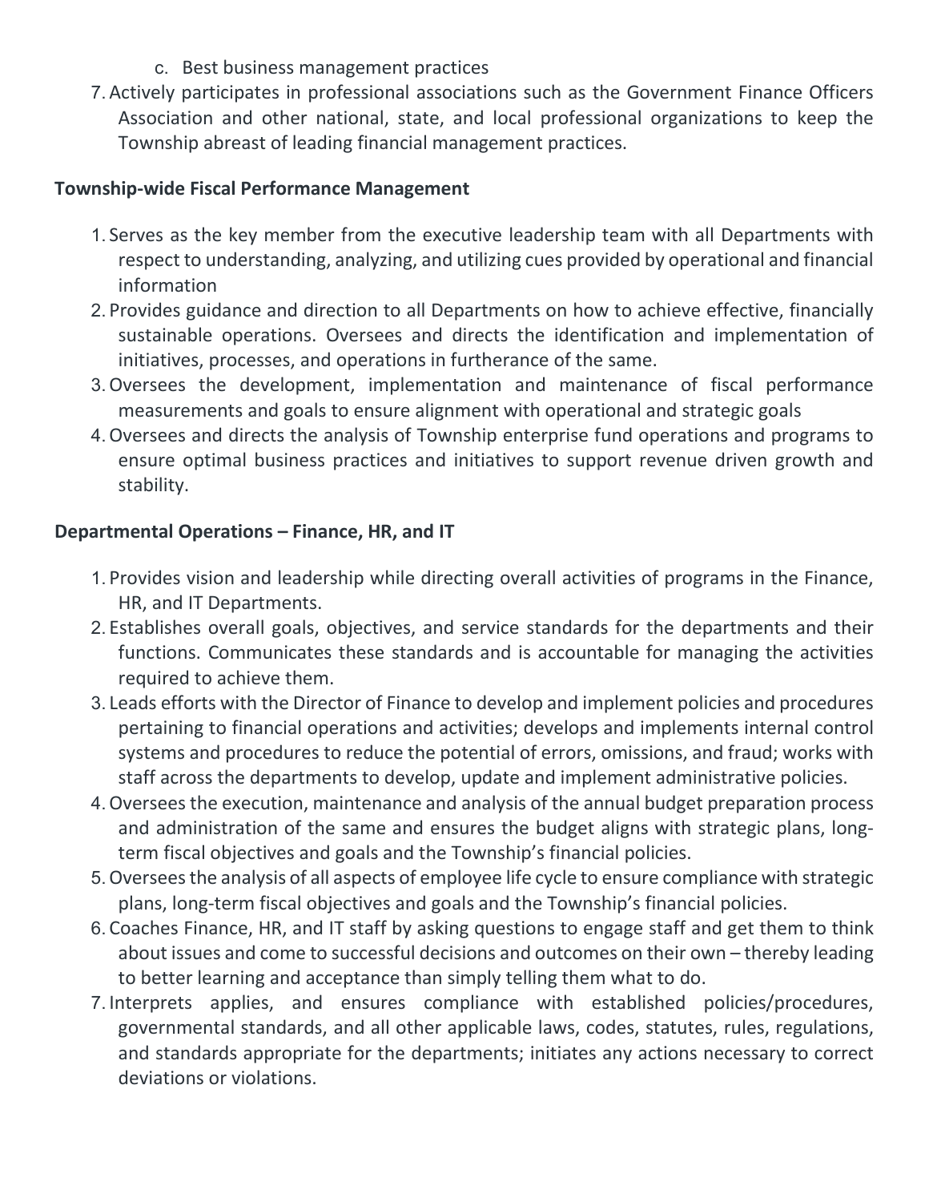c. Best business management practices

7. Actively participates in professional associations such as the Government Finance Officers Association and other national, state, and local professional organizations to keep the Township abreast of leading financial management practices.

**Township-wide Fiscal Performance Management**

1. Serves as the key member from the executive leadership team with all Departments with respect to understanding, analyzing, and utilizing cues provided by operational and financial information
2. Provides guidance and direction to all Departments on how to achieve effective, financially sustainable operations. Oversees and directs the identification and implementation of initiatives, processes, and operations in furtherance of the same.
3. Oversees the development, implementation and maintenance of fiscal performance measurements and goals to ensure alignment with operational and strategic goals
4. Oversees and directs the analysis of Township enterprise fund operations and programs to ensure optimal business practices and initiatives to support revenue driven growth and stability.

**Departmental Operations – Finance, HR, and IT**

1. Provides vision and leadership while directing overall activities of programs in the Finance, HR, and IT Departments.
2. Establishes overall goals, objectives, and service standards for the departments and their functions. Communicates these standards and is accountable for managing the activities required to achieve them.
3. Leads efforts with the Director of Finance to develop and implement policies and procedures pertaining to financial operations and activities; develops and implements internal control systems and procedures to reduce the potential of errors, omissions, and fraud; works with staff across the departments to develop, update and implement administrative policies.
4. Oversees the execution, maintenance and analysis of the annual budget preparation process and administration of the same and ensures the budget aligns with strategic plans, long-term fiscal objectives and goals and the Township's financial policies.
5. Oversees the analysis of all aspects of employee life cycle to ensure compliance with strategic plans, long-term fiscal objectives and goals and the Township's financial policies.
6. Coaches Finance, HR, and IT staff by asking questions to engage staff and get them to think about issues and come to successful decisions and outcomes on their own – thereby leading to better learning and acceptance than simply telling them what to do.
7. Interprets applies, and ensures compliance with established policies/procedures, governmental standards, and all other applicable laws, codes, statutes, rules, regulations, and standards appropriate for the departments; initiates any actions necessary to correct deviations or violations.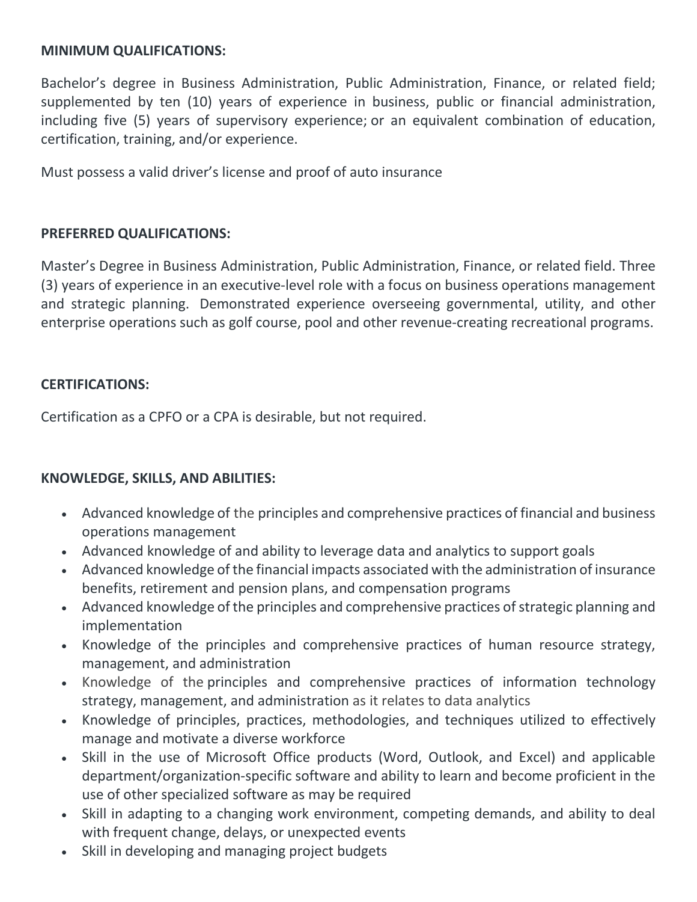**MINIMUM QUALIFICATIONS:**

Bachelor's degree in Business Administration, Public Administration, Finance, or related field; supplemented by ten (10) years of experience in business, public or financial administration, including five (5) years of supervisory experience; or an equivalent combination of education, certification, training, and/or experience.

Must possess a valid driver's license and proof of auto insurance

**PREFERRED QUALIFICATIONS:**

Master's Degree in Business Administration, Public Administration, Finance, or related field. Three (3) years of experience in an executive-level role with a focus on business operations management and strategic planning. Demonstrated experience overseeing governmental, utility, and other enterprise operations such as golf course, pool and other revenue-creating recreational programs.

**CERTIFICATIONS:**

Certification as a CPFO or a CPA is desirable, but not required.

**KNOWLEDGE, SKILLS, AND ABILITIES:**

- Advanced knowledge of the principles and comprehensive practices of financial and business operations management
- Advanced knowledge of and ability to leverage data and analytics to support goals
- Advanced knowledge of the financial impacts associated with the administration of insurance benefits, retirement and pension plans, and compensation programs
- Advanced knowledge of the principles and comprehensive practices of strategic planning and implementation
- Knowledge of the principles and comprehensive practices of human resource strategy, management, and administration
- Knowledge of the principles and comprehensive practices of information technology strategy, management, and administration as it relates to data analytics
- Knowledge of principles, practices, methodologies, and techniques utilized to effectively manage and motivate a diverse workforce
- Skill in the use of Microsoft Office products (Word, Outlook, and Excel) and applicable department/organization-specific software and ability to learn and become proficient in the use of other specialized software as may be required
- Skill in adapting to a changing work environment, competing demands, and ability to deal with frequent change, delays, or unexpected events
- Skill in developing and managing project budgets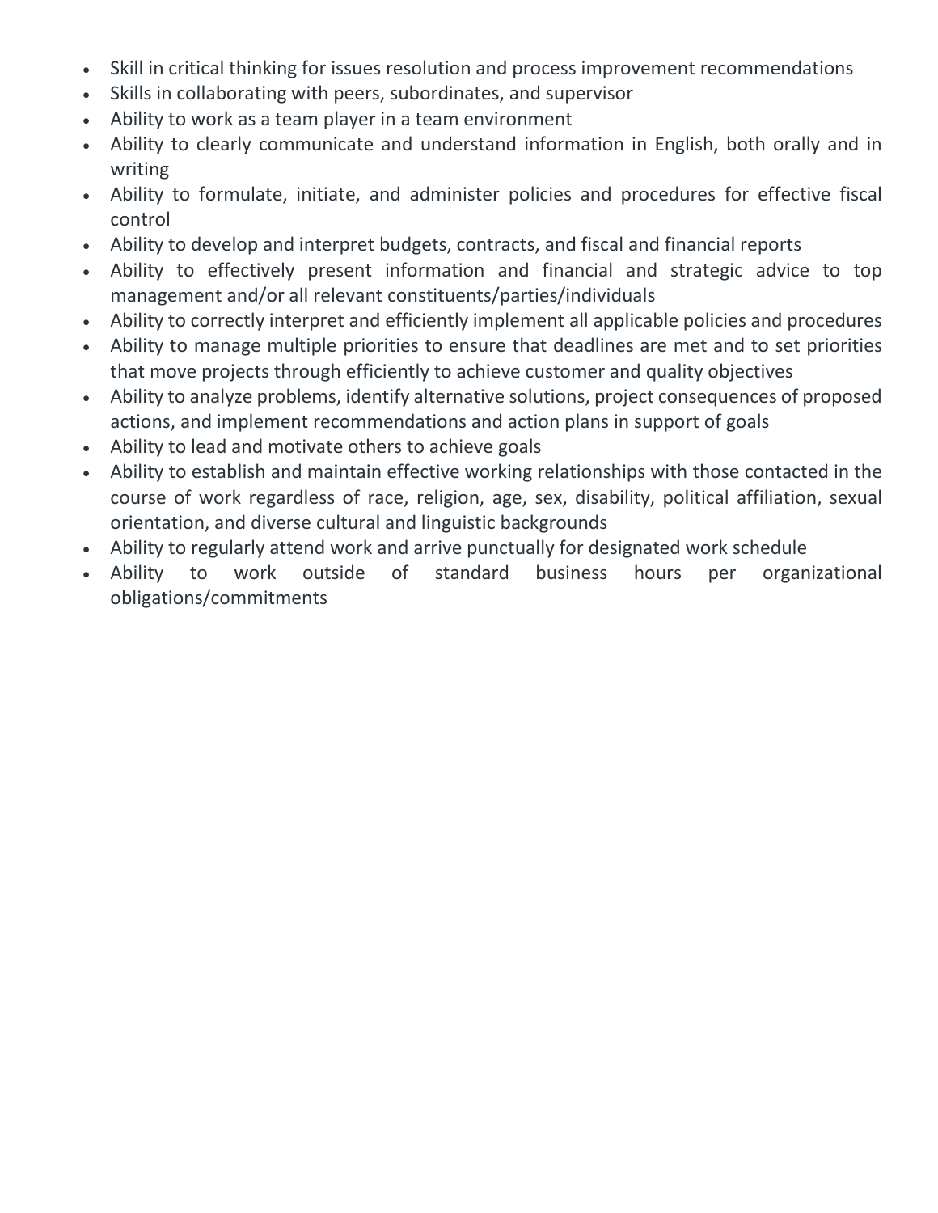- Skill in critical thinking for issues resolution and process improvement recommendations
- Skills in collaborating with peers, subordinates, and supervisor
- Ability to work as a team player in a team environment
- Ability to clearly communicate and understand information in English, both orally and in writing
- Ability to formulate, initiate, and administer policies and procedures for effective fiscal control
- Ability to develop and interpret budgets, contracts, and fiscal and financial reports
- Ability to effectively present information and financial and strategic advice to top management and/or all relevant constituents/parties/individuals
- Ability to correctly interpret and efficiently implement all applicable policies and procedures
- Ability to manage multiple priorities to ensure that deadlines are met and to set priorities that move projects through efficiently to achieve customer and quality objectives
- Ability to analyze problems, identify alternative solutions, project consequences of proposed actions, and implement recommendations and action plans in support of goals
- Ability to lead and motivate others to achieve goals
- Ability to establish and maintain effective working relationships with those contacted in the course of work regardless of race, religion, age, sex, disability, political affiliation, sexual orientation, and diverse cultural and linguistic backgrounds
- Ability to regularly attend work and arrive punctually for designated work schedule
- Ability to work outside of standard business hours per organizational obligations/commitments